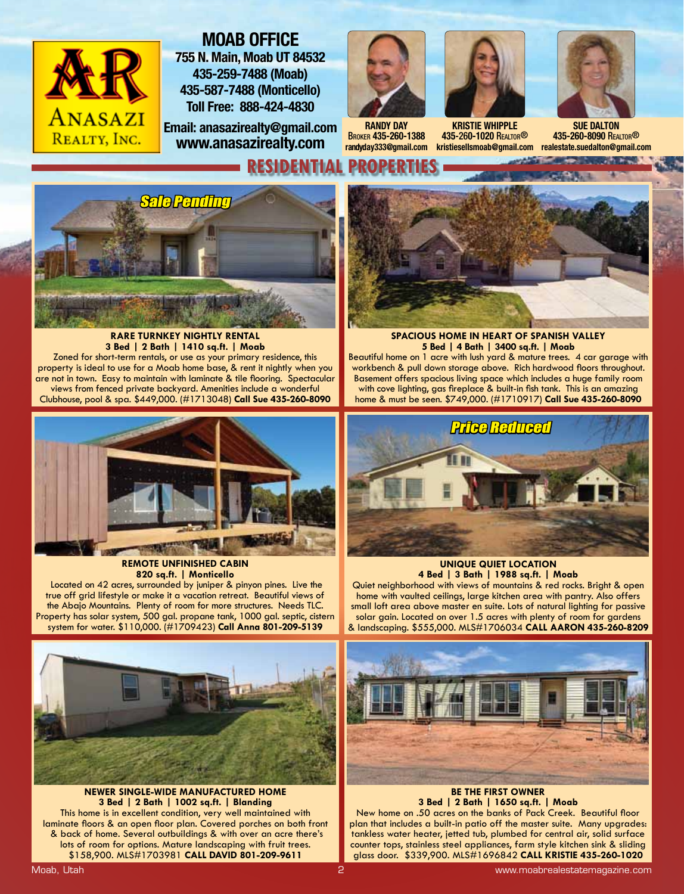# MOAB OFFICE

**755 N. Main, Moab UT 84532**
**435-259-7488 (Moab)**
**435-587-7488 (Monticello)**
**Toll Free: 888-424-4830**

**Email: anasazirealty@gmail.com**
**www.anasazirealty.com**

**RANDY DAY**
Broker 435-260-1388
randyday333@gmail.com

**KRISTIE WHIPPLE**
435-260-1020 Realtor®
kristiesellsmoab@gmail.com

**SUE DALTON**
435-260-8090 Realtor®
realestate.suedalton@gmail.com

## RESIDENTIAL PROPERTIES

*Sale Pending*

### RARE TURNKEY NIGHTLY RENTAL
**3 Bed | 2 Bath | 1410 sq.ft. | Moab**

Zoned for short-term rentals, or use as your primary residence, this property is ideal to use for a Moab home base, & rent it nightly when you are not in town. Easy to maintain with laminate & tile flooring. Spectacular views from fenced private backyard. Amenities include a wonderful Clubhouse, pool & spa. $449,000. (#1713048) **Call Sue 435-260-8090**

### SPACIOUS HOME IN HEART OF SPANISH VALLEY
**5 Bed | 4 Bath | 3400 sq.ft. | Moab**

Beautiful home on 1 acre with lush yard & mature trees. 4 car garage with workbench & pull down storage above. Rich hardwood floors throughout. Basement offers spacious living space which includes a huge family room with cove lighting, gas fireplace & built-in fish tank. This is an amazing home & must be seen. $749,000. (#1710917) **Call Sue 435-260-8090**

### REMOTE UNFINISHED CABIN
**820 sq.ft. | Monticello**

Located on 42 acres, surrounded by juniper & pinyon pines. Live the true off grid lifestyle or make it a vacation retreat. Beautiful views of the Abajo Mountains. Plenty of room for more structures. Needs TLC. Property has solar system, 500 gal. propane tank, 1000 gal. septic, cistern system for water. $110,000. (#1709423) **Call Anna 801-209-5139**

*Price Reduced*

### UNIQUE QUIET LOCATION
**4 Bed | 3 Bath | 1988 sq.ft. | Moab**

Quiet neighborhood with views of mountains & red rocks. Bright & open home with vaulted ceilings, large kitchen area with pantry. Also offers small loft area above master en suite. Lots of natural lighting for passive solar gain. Located on over 1.5 acres with plenty of room for gardens & landscaping. $555,000. MLS#1706034 **CALL AARON 435-260-8209**

### NEWER SINGLE-WIDE MANUFACTURED HOME
**3 Bed | 2 Bath | 1002 sq.ft. | Blanding**

This home is in excellent condition, very well maintained with laminate floors & an open floor plan. Covered porches on both front & back of home. Several outbuildings & with over an acre there's lots of room for options. Mature landscaping with fruit trees. $158,900. MLS#1703981 **CALL DAVID 801-209-9611**

### BE THE FIRST OWNER
**3 Bed | 2 Bath | 1650 sq.ft. | Moab**

New home on .50 acres on the banks of Pack Creek. Beautiful floor plan that includes a built-in patio off the master suite. Many upgrades: tankless water heater, jetted tub, plumbed for central air, solid surface counter tops, stainless steel appliances, farm style kitchen sink & sliding glass door. $339,900. MLS#1696842 **CALL KRISTIE 435-260-1020**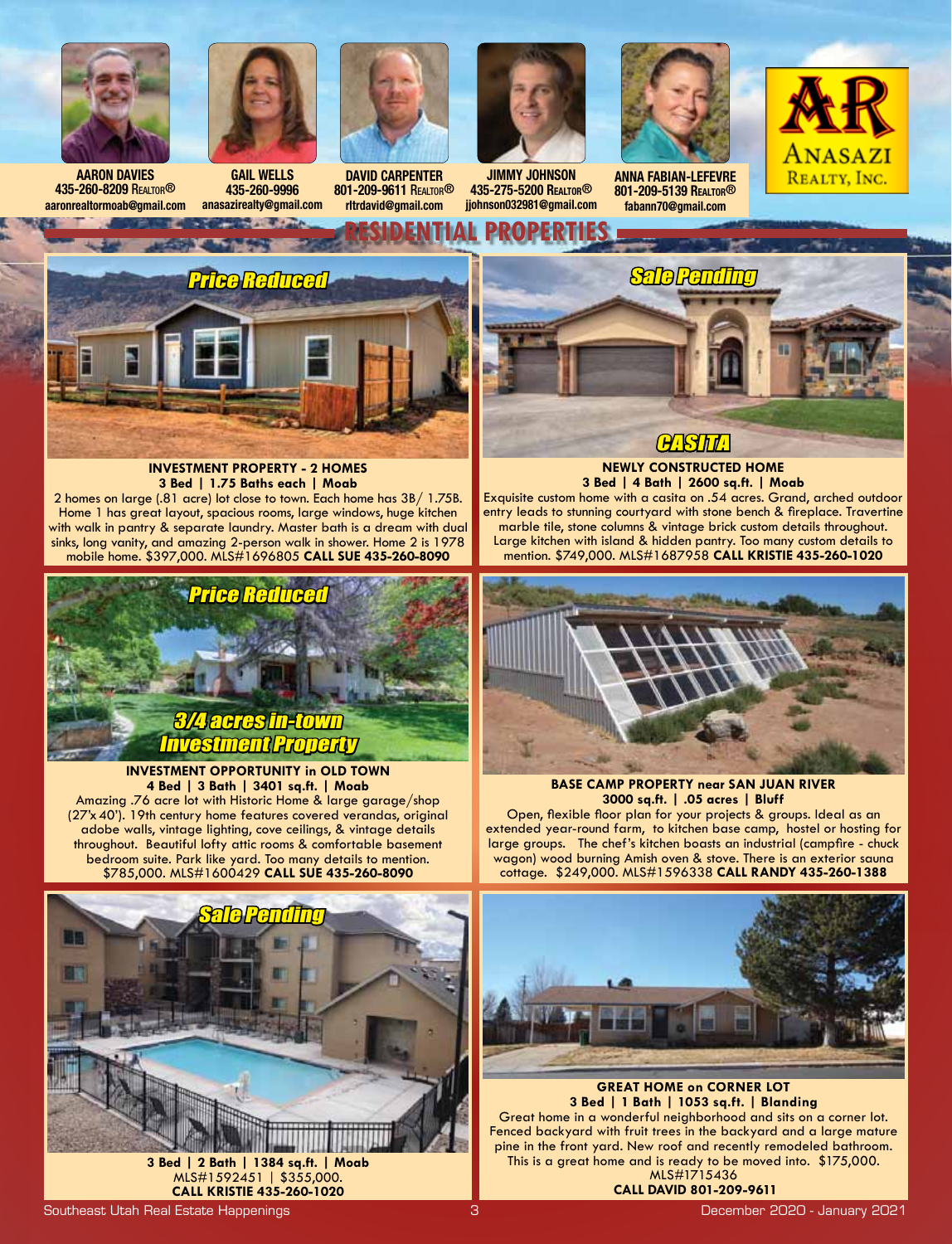**AARON DAVIES**
435-260-8209 Realtor®
aaronrealtormoab@gmail.com

**GAIL WELLS**
435-260-9996
anasazirealty@gmail.com

**DAVID CARPENTER**
801-209-9611 Realtor®
rltrdavid@gmail.com

**JIMMY JOHNSON**
435-275-5200 Realtor®
jjohnson032981@gmail.com

**ANNA FABIAN-LEFEVRE**
801-209-5139 Realtor®
fabann70@gmail.com

AR Anasazi Realty, Inc.

# RESIDENTIAL PROPERTIES

*Price Reduced*

**INVESTMENT PROPERTY - 2 HOMES**
**3 Bed | 1.75 Baths each | Moab**
2 homes on large (.81 acre) lot close to town. Each home has 3B/ 1.75B. Home 1 has great layout, spacious rooms, large windows, huge kitchen with walk in pantry & separate laundry. Master bath is a dream with dual sinks, long vanity, and amazing 2-person walk in shower. Home 2 is 1978 mobile home. $397,000. MLS#1696805 **CALL SUE 435-260-8090**

*Sale Pending*

*CASITA*

**NEWLY CONSTRUCTED HOME**
**3 Bed | 4 Bath | 2600 sq.ft. | Moab**
Exquisite custom home with a casita on .54 acres. Grand, arched outdoor entry leads to stunning courtyard with stone bench & fireplace. Travertine marble tile, stone columns & vintage brick custom details throughout. Large kitchen with island & hidden pantry. Too many custom details to mention. $749,000. MLS#1687958 **CALL KRISTIE 435-260-1020**

*Price Reduced*

*3/4 acres in-town Investment Property*

**INVESTMENT OPPORTUNITY in OLD TOWN**
**4 Bed | 3 Bath | 3401 sq.ft. | Moab**
Amazing .76 acre lot with Historic Home & large garage/shop (27'x 40'). 19th century home features covered verandas, original adobe walls, vintage lighting, cove ceilings, & vintage details throughout. Beautiful lofty attic rooms & comfortable basement bedroom suite. Park like yard. Too many details to mention. $785,000. MLS#1600429 **CALL SUE 435-260-8090**

**BASE CAMP PROPERTY near SAN JUAN RIVER**
**3000 sq.ft. | .05 acres | Bluff**
Open, flexible floor plan for your projects & groups. Ideal as an extended year-round farm, to kitchen base camp, hostel or hosting for large groups. The chef's kitchen boasts an industrial (campfire - chuck wagon) wood burning Amish oven & stove. There is an exterior sauna cottage. $249,000. MLS#1596338 **CALL RANDY 435-260-1388**

*Sale Pending*

**3 Bed | 2 Bath | 1384 sq.ft. | Moab**
MLS#1592451 | $355,000.
**CALL KRISTIE 435-260-1020**

**GREAT HOME on CORNER LOT**
**3 Bed | 1 Bath | 1053 sq.ft. | Blanding**
Great home in a wonderful neighborhood and sits on a corner lot. Fenced backyard with fruit trees in the backyard and a large mature pine in the front yard. New roof and recently remodeled bathroom. This is a great home and is ready to be moved into. $175,000. MLS#1715436
**CALL DAVID 801-209-9611**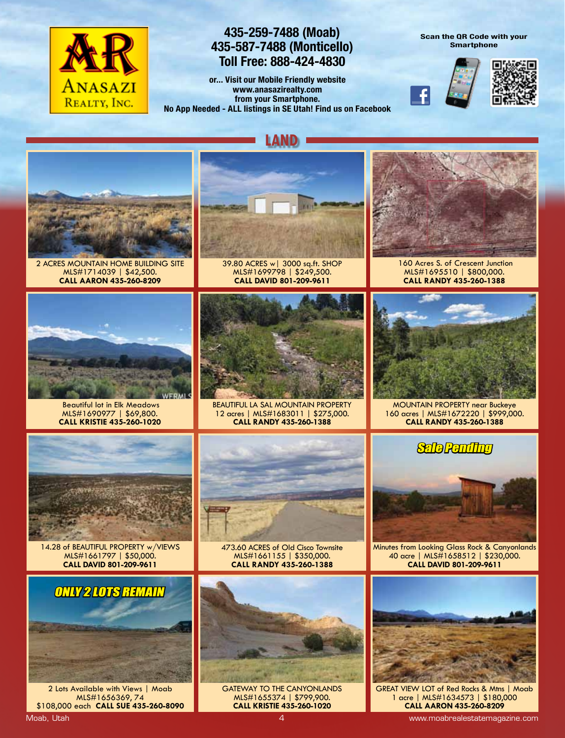**Anasazi Realty, Inc.**

**435-259-7488 (Moab)**
**435-587-7488 (Monticello)**
**Toll Free: 888-424-4830**

**or... Visit our Mobile Friendly website**
**www.anasazirealty.com**
**from your Smartphone.**
**No App Needed - ALL listings in SE Utah! Find us on Facebook**

**Scan the QR Code with your Smartphone**

## LAND

2 ACRES MOUNTAIN HOME BUILDING SITE
MLS#1714039 | $42,500.
**CALL AARON 435-260-8209**

39.80 ACRES w| 3000 sq.ft. SHOP
MLS#1699798 | $249,500.
**CALL DAVID 801-209-9611**

160 Acres S. of Crescent Junction
MLS#1695510 | $800,000.
**CALL RANDY 435-260-1388**

Beautiful lot in Elk Meadows
MLS#1690977 | $69,800.
**CALL KRISTIE 435-260-1020**

BEAUTIFUL LA SAL MOUNTAIN PROPERTY
12 acres | MLS#1683011 | $275,000.
**CALL RANDY 435-260-1388**

MOUNTAIN PROPERTY near Buckeye
160 acres | MLS#1672220 | $999,000.
**CALL RANDY 435-260-1388**

14.28 of BEAUTIFUL PROPERTY w/VIEWS
MLS#1661797 | $50,000.
**CALL DAVID 801-209-9611**

473.60 ACRES of Old Cisco Townsite
MLS#1661155 | $350,000.
**CALL RANDY 435-260-1388**

*Sale Pending*

Minutes from Looking Glass Rock & Canyonlands
40 acre | MLS#1658512 | $230,000.
**CALL DAVID 801-209-9611**

*ONLY 2 LOTS REMAIN*

2 Lots Available with Views | Moab
MLS#1656369, 74
$108,000 each **CALL SUE 435-260-8090**

GATEWAY TO THE CANYONLANDS
MLS#1655374 | $799,900.
**CALL KRISTIE 435-260-1020**

GREAT VIEW LOT of Red Rocks & Mtns | Moab
1 acre | MLS#1634573 | $180,000
**CALL AARON 435-260-8209**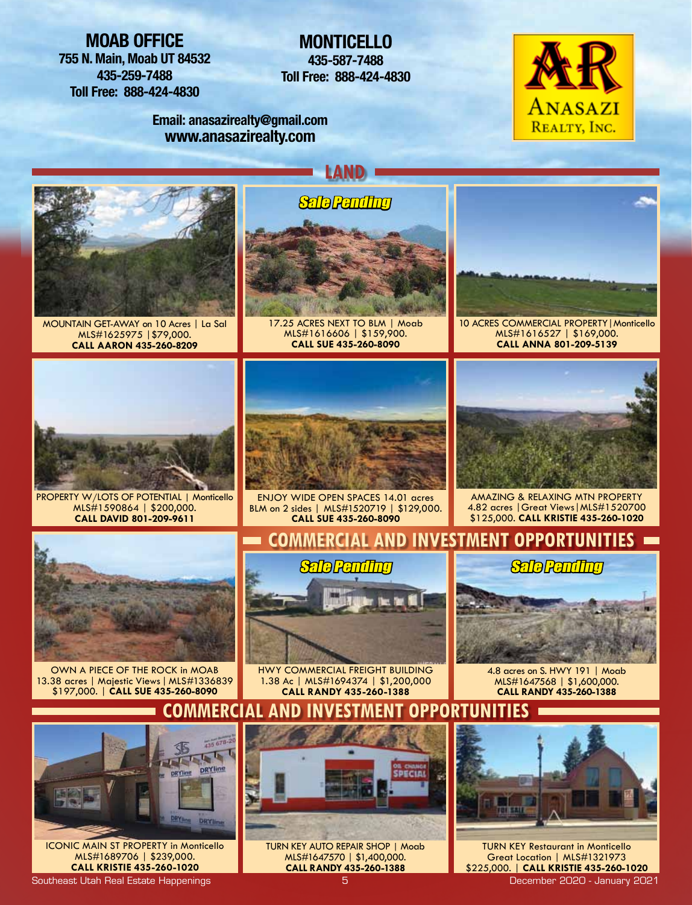**MOAB OFFICE**
**755 N. Main, Moab UT 84532**
**435-259-7488**
**Toll Free: 888-424-4830**

**MONTICELLO**
**435-587-7488**
**Toll Free: 888-424-4830**

**Email: anasazirealty@gmail.com**
**www.anasazirealty.com**

AR
ANASAZI REALTY, INC.

## LAND

MOUNTAIN GET-AWAY on 10 Acres | La Sal
MLS#1625975 | $79,000.
**CALL AARON 435-260-8209**

*Sale Pending*

17.25 ACRES NEXT TO BLM | Moab
MLS#1616606 | $159,900.
**CALL SUE 435-260-8090**

10 ACRES COMMERCIAL PROPERTY | Monticello
MLS#1616527 | $169,000.
**CALL ANNA 801-209-5139**

PROPERTY W/LOTS OF POTENTIAL | Monticello
MLS#1590864 | $200,000.
**CALL DAVID 801-209-9611**

ENJOY WIDE OPEN SPACES 14.01 acres
BLM on 2 sides | MLS#1520719 | $129,000.
**CALL SUE 435-260-8090**

AMAZING & RELAXING MTN PROPERTY
4.82 acres | Great Views | MLS#1520700
$125,000. **CALL KRISTIE 435-260-1020**

OWN A PIECE OF THE ROCK in MOAB
13.38 acres | Majestic Views | MLS#1336839
$197,000. | **CALL SUE 435-260-8090**

## COMMERCIAL AND INVESTMENT OPPORTUNITIES

*Sale Pending*

HWY COMMERCIAL FREIGHT BUILDING
1.38 Ac | MLS#1694374 | $1,200,000
**CALL RANDY 435-260-1388**

*Sale Pending*

4.8 acres on S. HWY 191 | Moab
MLS#1647568 | $1,600,000.
**CALL RANDY 435-260-1388**

## COMMERCIAL AND INVESTMENT OPPORTUNITIES

ICONIC MAIN ST PROPERTY in Monticello
MLS#1689706 | $239,000.
**CALL KRISTIE 435-260-1020**

TURN KEY AUTO REPAIR SHOP | Moab
MLS#1647570 | $1,400,000.
**CALL RANDY 435-260-1388**

TURN KEY Restaurant in Monticello
Great Location | MLS#1321973
$225,000. | **CALL KRISTIE 435-260-1020**